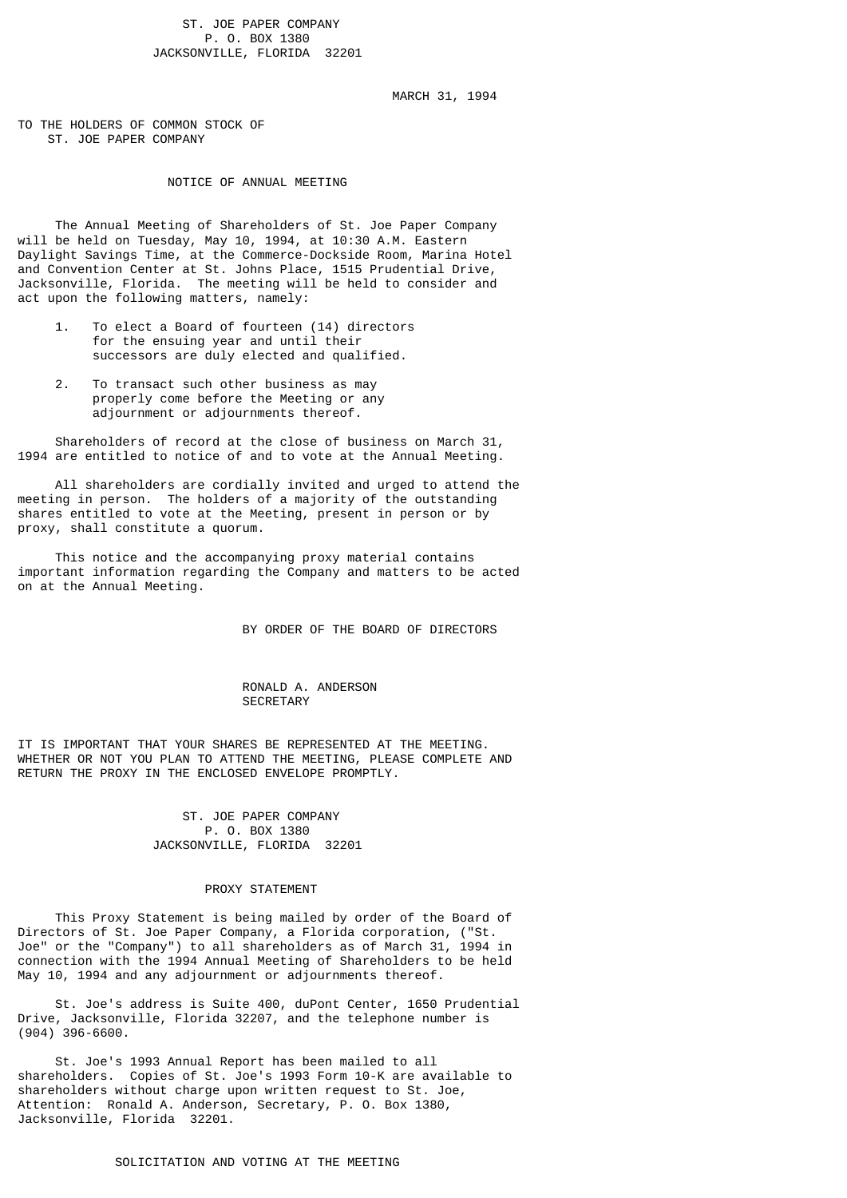ST. JOE PAPER COMPANY
P. O. BOX 1380
JACKSONVILLE, FLORIDA 32201

MARCH 31, 1994

TO THE HOLDERS OF COMMON STOCK OF
ST. JOE PAPER COMPANY

## NOTICE OF ANNUAL MEETING

The Annual Meeting of Shareholders of St. Joe Paper Company will be held on Tuesday, May 10, 1994, at 10:30 A.M. Eastern Daylight Savings Time, at the Commerce-Dockside Room, Marina Hotel and Convention Center at St. Johns Place, 1515 Prudential Drive, Jacksonville, Florida. The meeting will be held to consider and act upon the following matters, namely:

1. To elect a Board of fourteen (14) directors for the ensuing year and until their successors are duly elected and qualified.

2. To transact such other business as may properly come before the Meeting or any adjournment or adjournments thereof.

Shareholders of record at the close of business on March 31, 1994 are entitled to notice of and to vote at the Annual Meeting.

All shareholders are cordially invited and urged to attend the meeting in person. The holders of a majority of the outstanding shares entitled to vote at the Meeting, present in person or by proxy, shall constitute a quorum.

This notice and the accompanying proxy material contains important information regarding the Company and matters to be acted on at the Annual Meeting.

BY ORDER OF THE BOARD OF DIRECTORS

RONALD A. ANDERSON
SECRETARY

IT IS IMPORTANT THAT YOUR SHARES BE REPRESENTED AT THE MEETING. WHETHER OR NOT YOU PLAN TO ATTEND THE MEETING, PLEASE COMPLETE AND RETURN THE PROXY IN THE ENCLOSED ENVELOPE PROMPTLY.

ST. JOE PAPER COMPANY
P. O. BOX 1380
JACKSONVILLE, FLORIDA 32201

## PROXY STATEMENT

This Proxy Statement is being mailed by order of the Board of Directors of St. Joe Paper Company, a Florida corporation, ("St. Joe" or the "Company") to all shareholders as of March 31, 1994 in connection with the 1994 Annual Meeting of Shareholders to be held May 10, 1994 and any adjournment or adjournments thereof.

St. Joe's address is Suite 400, duPont Center, 1650 Prudential Drive, Jacksonville, Florida 32207, and the telephone number is (904) 396-6600.

St. Joe's 1993 Annual Report has been mailed to all shareholders. Copies of St. Joe's 1993 Form 10-K are available to shareholders without charge upon written request to St. Joe, Attention: Ronald A. Anderson, Secretary, P. O. Box 1380, Jacksonville, Florida 32201.

## SOLICITATION AND VOTING AT THE MEETING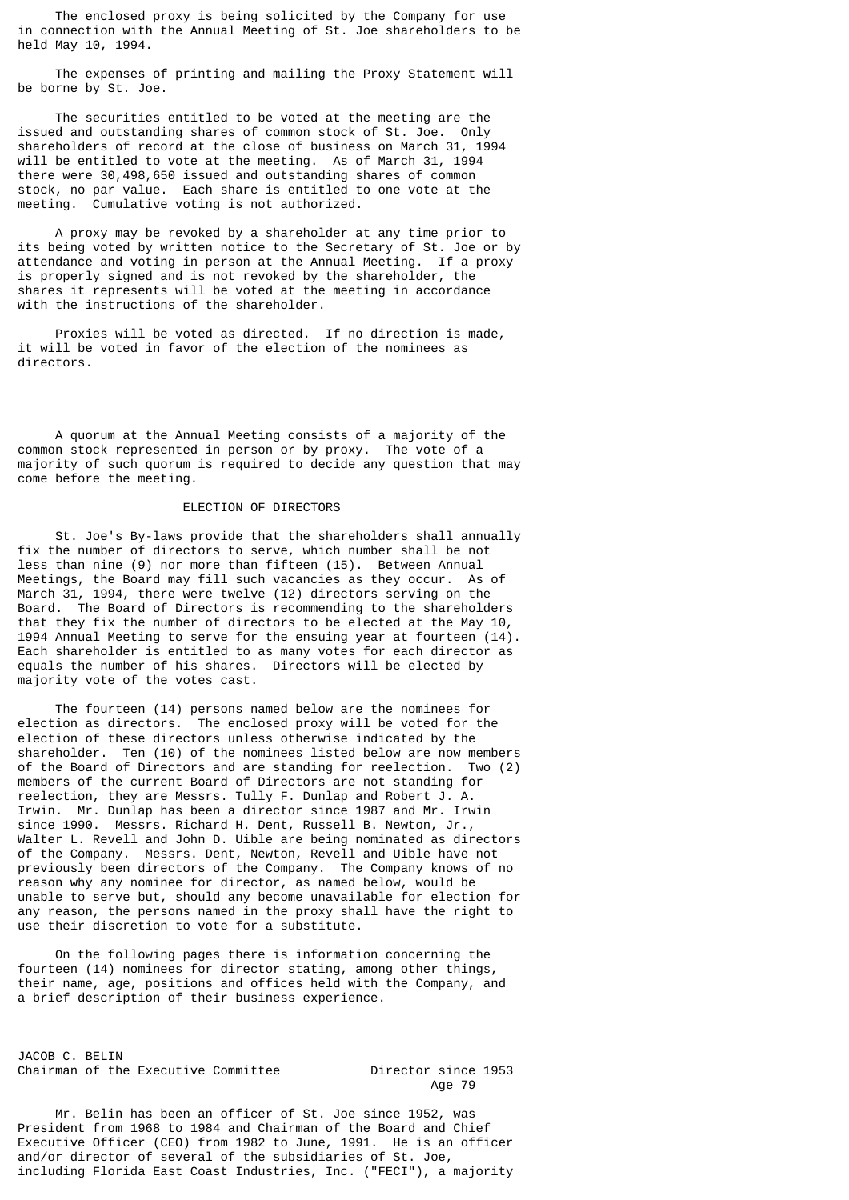The enclosed proxy is being solicited by the Company for use in connection with the Annual Meeting of St. Joe shareholders to be held May 10, 1994.

The expenses of printing and mailing the Proxy Statement will be borne by St. Joe.

The securities entitled to be voted at the meeting are the issued and outstanding shares of common stock of St. Joe. Only shareholders of record at the close of business on March 31, 1994 will be entitled to vote at the meeting. As of March 31, 1994 there were 30,498,650 issued and outstanding shares of common stock, no par value. Each share is entitled to one vote at the meeting. Cumulative voting is not authorized.

A proxy may be revoked by a shareholder at any time prior to its being voted by written notice to the Secretary of St. Joe or by attendance and voting in person at the Annual Meeting. If a proxy is properly signed and is not revoked by the shareholder, the shares it represents will be voted at the meeting in accordance with the instructions of the shareholder.

Proxies will be voted as directed. If no direction is made, it will be voted in favor of the election of the nominees as directors.

A quorum at the Annual Meeting consists of a majority of the common stock represented in person or by proxy. The vote of a majority of such quorum is required to decide any question that may come before the meeting.

## ELECTION OF DIRECTORS

St. Joe's By-laws provide that the shareholders shall annually fix the number of directors to serve, which number shall be not less than nine (9) nor more than fifteen (15). Between Annual Meetings, the Board may fill such vacancies as they occur. As of March 31, 1994, there were twelve (12) directors serving on the Board. The Board of Directors is recommending to the shareholders that they fix the number of directors to be elected at the May 10, 1994 Annual Meeting to serve for the ensuing year at fourteen (14). Each shareholder is entitled to as many votes for each director as equals the number of his shares. Directors will be elected by majority vote of the votes cast.

The fourteen (14) persons named below are the nominees for election as directors. The enclosed proxy will be voted for the election of these directors unless otherwise indicated by the shareholder. Ten (10) of the nominees listed below are now members of the Board of Directors and are standing for reelection. Two (2) members of the current Board of Directors are not standing for reelection, they are Messrs. Tully F. Dunlap and Robert J. A. Irwin. Mr. Dunlap has been a director since 1987 and Mr. Irwin since 1990. Messrs. Richard H. Dent, Russell B. Newton, Jr., Walter L. Revell and John D. Uible are being nominated as directors of the Company. Messrs. Dent, Newton, Revell and Uible have not previously been directors of the Company. The Company knows of no reason why any nominee for director, as named below, would be unable to serve but, should any become unavailable for election for any reason, the persons named in the proxy shall have the right to use their discretion to vote for a substitute.

On the following pages there is information concerning the fourteen (14) nominees for director stating, among other things, their name, age, positions and offices held with the Company, and a brief description of their business experience.

JACOB C. BELIN
Chairman of the Executive Committee — Director since 1953
Age 79

Mr. Belin has been an officer of St. Joe since 1952, was President from 1968 to 1984 and Chairman of the Board and Chief Executive Officer (CEO) from 1982 to June, 1991. He is an officer and/or director of several of the subsidiaries of St. Joe, including Florida East Coast Industries, Inc. ("FECI"), a majority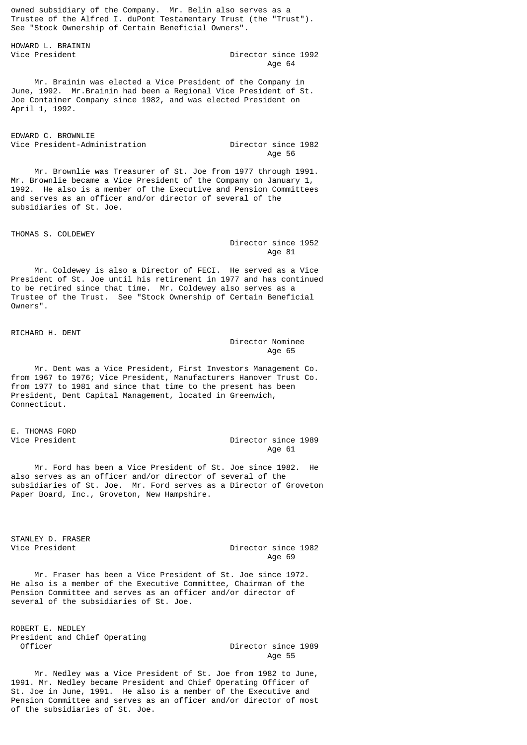owned subsidiary of the Company. Mr. Belin also serves as a Trustee of the Alfred I. duPont Testamentary Trust (the "Trust"). See "Stock Ownership of Certain Beneficial Owners".

**HOWARD L. BRAININ**
Vice President — Director since 1992
Age 64

Mr. Brainin was elected a Vice President of the Company in June, 1992. Mr.Brainin had been a Regional Vice President of St. Joe Container Company since 1982, and was elected President on April 1, 1992.

**EDWARD C. BROWNLIE**
Vice President-Administration — Director since 1982
Age 56

Mr. Brownlie was Treasurer of St. Joe from 1977 through 1991. Mr. Brownlie became a Vice President of the Company on January 1, 1992. He also is a member of the Executive and Pension Committees and serves as an officer and/or director of several of the subsidiaries of St. Joe.

**THOMAS S. COLDEWEY**
Director since 1952
Age 81

Mr. Coldewey is also a Director of FECI. He served as a Vice President of St. Joe until his retirement in 1977 and has continued to be retired since that time. Mr. Coldewey also serves as a Trustee of the Trust. See "Stock Ownership of Certain Beneficial Owners".

**RICHARD H. DENT**
Director Nominee
Age 65

Mr. Dent was a Vice President, First Investors Management Co. from 1967 to 1976; Vice President, Manufacturers Hanover Trust Co. from 1977 to 1981 and since that time to the present has been President, Dent Capital Management, located in Greenwich, Connecticut.

**E. THOMAS FORD**
Vice President — Director since 1989
Age 61

Mr. Ford has been a Vice President of St. Joe since 1982. He also serves as an officer and/or director of several of the subsidiaries of St. Joe. Mr. Ford serves as a Director of Groveton Paper Board, Inc., Groveton, New Hampshire.

**STANLEY D. FRASER**
Vice President — Director since 1982
Age 69

Mr. Fraser has been a Vice President of St. Joe since 1972. He also is a member of the Executive Committee, Chairman of the Pension Committee and serves as an officer and/or director of several of the subsidiaries of St. Joe.

**ROBERT E. NEDLEY**
President and Chief Operating Officer — Director since 1989
Age 55

Mr. Nedley was a Vice President of St. Joe from 1982 to June, 1991. Mr. Nedley became President and Chief Operating Officer of St. Joe in June, 1991. He also is a member of the Executive and Pension Committee and serves as an officer and/or director of most of the subsidiaries of St. Joe.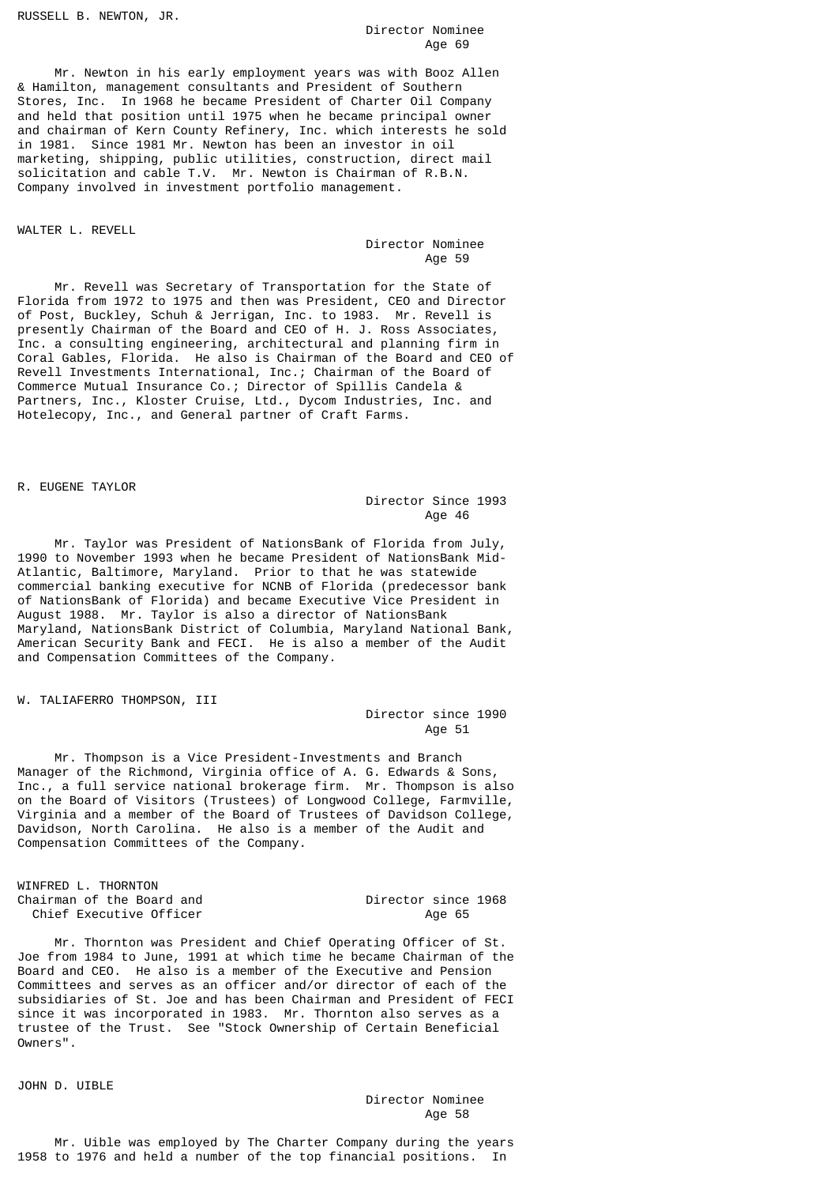**RUSSELL B. NEWTON, JR.**

Director Nominee
Age 69

Mr. Newton in his early employment years was with Booz Allen & Hamilton, management consultants and President of Southern Stores, Inc. In 1968 he became President of Charter Oil Company and held that position until 1975 when he became principal owner and chairman of Kern County Refinery, Inc. which interests he sold in 1981. Since 1981 Mr. Newton has been an investor in oil marketing, shipping, public utilities, construction, direct mail solicitation and cable T.V. Mr. Newton is Chairman of R.B.N. Company involved in investment portfolio management.

**WALTER L. REVELL**

Director Nominee
Age 59

Mr. Revell was Secretary of Transportation for the State of Florida from 1972 to 1975 and then was President, CEO and Director of Post, Buckley, Schuh & Jerrigan, Inc. to 1983. Mr. Revell is presently Chairman of the Board and CEO of H. J. Ross Associates, Inc. a consulting engineering, architectural and planning firm in Coral Gables, Florida. He also is Chairman of the Board and CEO of Revell Investments International, Inc.; Chairman of the Board of Commerce Mutual Insurance Co.; Director of Spillis Candela & Partners, Inc., Kloster Cruise, Ltd., Dycom Industries, Inc. and Hotelecopy, Inc., and General partner of Craft Farms.

**R. EUGENE TAYLOR**

Director Since 1993
Age 46

Mr. Taylor was President of NationsBank of Florida from July, 1990 to November 1993 when he became President of NationsBank Mid-Atlantic, Baltimore, Maryland. Prior to that he was statewide commercial banking executive for NCNB of Florida (predecessor bank of NationsBank of Florida) and became Executive Vice President in August 1988. Mr. Taylor is also a director of NationsBank Maryland, NationsBank District of Columbia, Maryland National Bank, American Security Bank and FECI. He is also a member of the Audit and Compensation Committees of the Company.

**W. TALIAFERRO THOMPSON, III**

Director since 1990
Age 51

Mr. Thompson is a Vice President-Investments and Branch Manager of the Richmond, Virginia office of A. G. Edwards & Sons, Inc., a full service national brokerage firm. Mr. Thompson is also on the Board of Visitors (Trustees) of Longwood College, Farmville, Virginia and a member of the Board of Trustees of Davidson College, Davidson, North Carolina. He also is a member of the Audit and Compensation Committees of the Company.

**WINFRED L. THORNTON**
Chairman of the Board and Chief Executive Officer

Director since 1968
Age 65

Mr. Thornton was President and Chief Operating Officer of St. Joe from 1984 to June, 1991 at which time he became Chairman of the Board and CEO. He also is a member of the Executive and Pension Committees and serves as an officer and/or director of each of the subsidiaries of St. Joe and has been Chairman and President of FECI since it was incorporated in 1983. Mr. Thornton also serves as a trustee of the Trust. See "Stock Ownership of Certain Beneficial Owners".

**JOHN D. UIBLE**

Director Nominee
Age 58

Mr. Uible was employed by The Charter Company during the years 1958 to 1976 and held a number of the top financial positions. In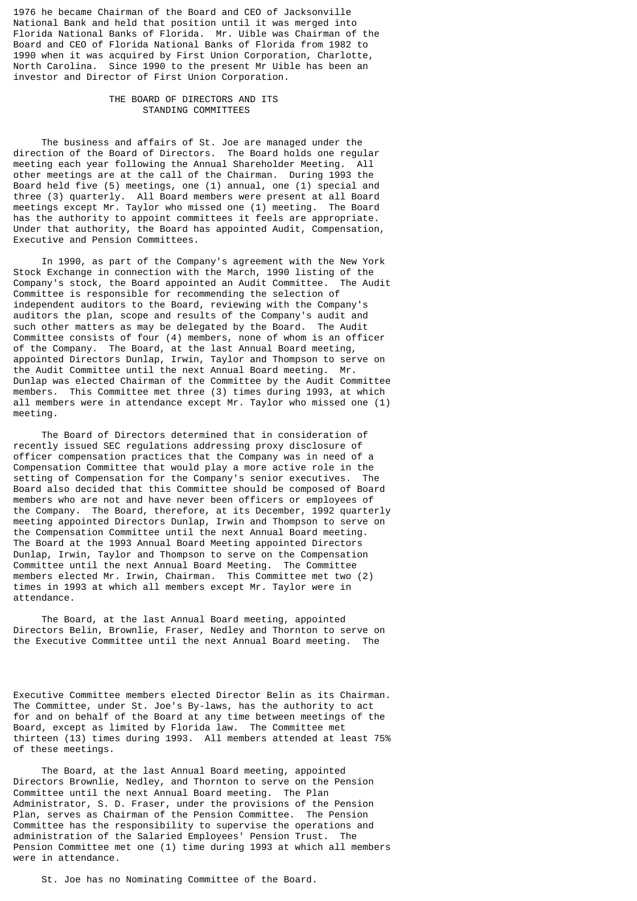1976 he became Chairman of the Board and CEO of Jacksonville National Bank and held that position until it was merged into Florida National Banks of Florida. Mr. Uible was Chairman of the Board and CEO of Florida National Banks of Florida from 1982 to 1990 when it was acquired by First Union Corporation, Charlotte, North Carolina. Since 1990 to the present Mr Uible has been an investor and Director of First Union Corporation.

## THE BOARD OF DIRECTORS AND ITS STANDING COMMITTEES

The business and affairs of St. Joe are managed under the direction of the Board of Directors. The Board holds one regular meeting each year following the Annual Shareholder Meeting. All other meetings are at the call of the Chairman. During 1993 the Board held five (5) meetings, one (1) annual, one (1) special and three (3) quarterly. All Board members were present at all Board meetings except Mr. Taylor who missed one (1) meeting. The Board has the authority to appoint committees it feels are appropriate. Under that authority, the Board has appointed Audit, Compensation, Executive and Pension Committees.

In 1990, as part of the Company's agreement with the New York Stock Exchange in connection with the March, 1990 listing of the Company's stock, the Board appointed an Audit Committee. The Audit Committee is responsible for recommending the selection of independent auditors to the Board, reviewing with the Company's auditors the plan, scope and results of the Company's audit and such other matters as may be delegated by the Board. The Audit Committee consists of four (4) members, none of whom is an officer of the Company. The Board, at the last Annual Board meeting, appointed Directors Dunlap, Irwin, Taylor and Thompson to serve on the Audit Committee until the next Annual Board meeting. Mr. Dunlap was elected Chairman of the Committee by the Audit Committee members. This Committee met three (3) times during 1993, at which all members were in attendance except Mr. Taylor who missed one (1) meeting.

The Board of Directors determined that in consideration of recently issued SEC regulations addressing proxy disclosure of officer compensation practices that the Company was in need of a Compensation Committee that would play a more active role in the setting of Compensation for the Company's senior executives. The Board also decided that this Committee should be composed of Board members who are not and have never been officers or employees of the Company. The Board, therefore, at its December, 1992 quarterly meeting appointed Directors Dunlap, Irwin and Thompson to serve on the Compensation Committee until the next Annual Board meeting. The Board at the 1993 Annual Board Meeting appointed Directors Dunlap, Irwin, Taylor and Thompson to serve on the Compensation Committee until the next Annual Board Meeting. The Committee members elected Mr. Irwin, Chairman. This Committee met two (2) times in 1993 at which all members except Mr. Taylor were in attendance.

The Board, at the last Annual Board meeting, appointed Directors Belin, Brownlie, Fraser, Nedley and Thornton to serve on the Executive Committee until the next Annual Board meeting. The Executive Committee members elected Director Belin as its Chairman. The Committee, under St. Joe's By-laws, has the authority to act for and on behalf of the Board at any time between meetings of the Board, except as limited by Florida law. The Committee met thirteen (13) times during 1993. All members attended at least 75% of these meetings.

The Board, at the last Annual Board meeting, appointed Directors Brownlie, Nedley, and Thornton to serve on the Pension Committee until the next Annual Board meeting. The Plan Administrator, S. D. Fraser, under the provisions of the Pension Plan, serves as Chairman of the Pension Committee. The Pension Committee has the responsibility to supervise the operations and administration of the Salaried Employees' Pension Trust. The Pension Committee met one (1) time during 1993 at which all members were in attendance.

St. Joe has no Nominating Committee of the Board.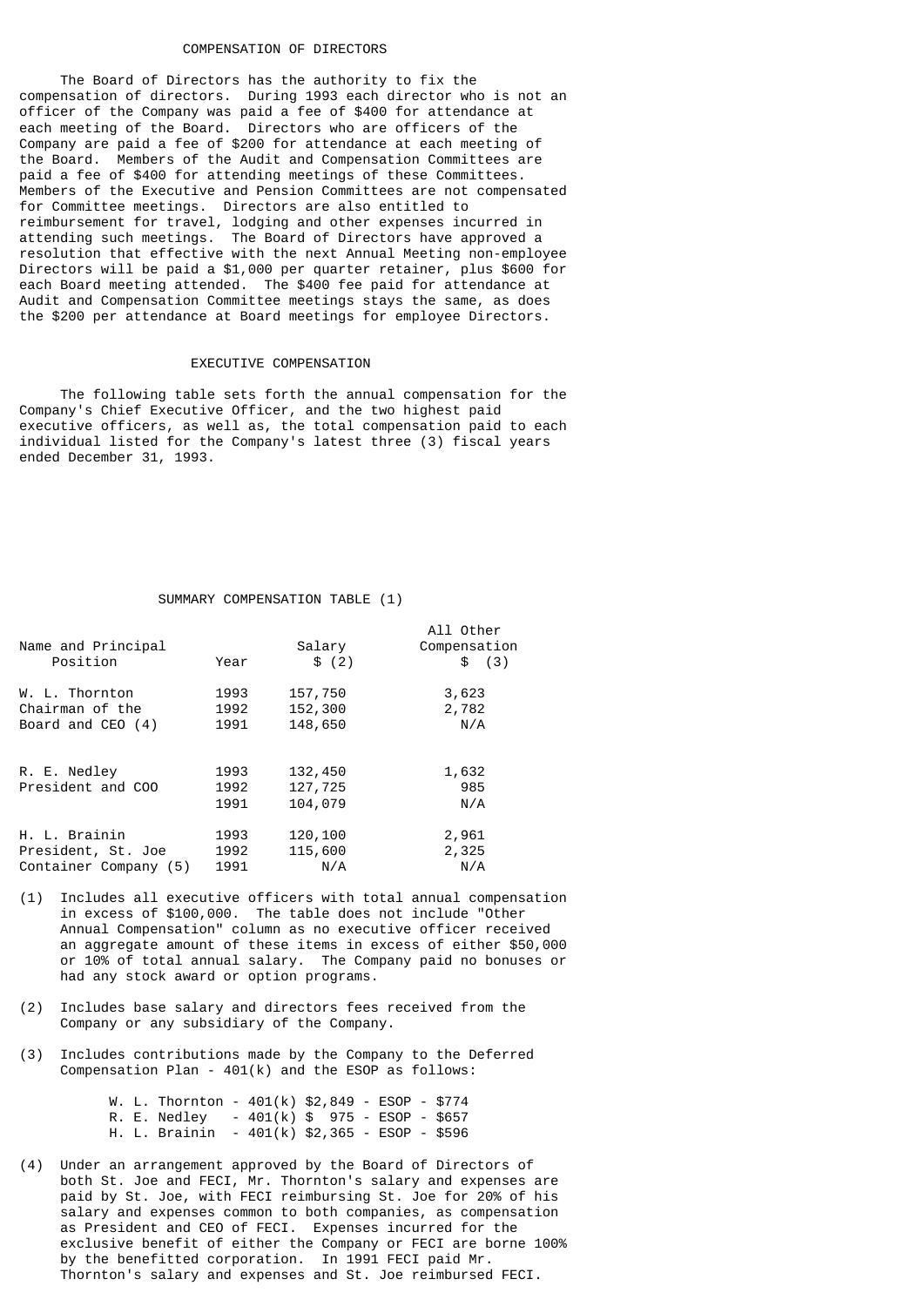## COMPENSATION OF DIRECTORS

The Board of Directors has the authority to fix the compensation of directors. During 1993 each director who is not an officer of the Company was paid a fee of $400 for attendance at each meeting of the Board. Directors who are officers of the Company are paid a fee of $200 for attendance at each meeting of the Board. Members of the Audit and Compensation Committees are paid a fee of $400 for attending meetings of these Committees. Members of the Executive and Pension Committees are not compensated for Committee meetings. Directors are also entitled to reimbursement for travel, lodging and other expenses incurred in attending such meetings. The Board of Directors have approved a resolution that effective with the next Annual Meeting non-employee Directors will be paid a $1,000 per quarter retainer, plus $600 for each Board meeting attended. The $400 fee paid for attendance at Audit and Compensation Committee meetings stays the same, as does the $200 per attendance at Board meetings for employee Directors.

## EXECUTIVE COMPENSATION

The following table sets forth the annual compensation for the Company's Chief Executive Officer, and the two highest paid executive officers, as well as, the total compensation paid to each individual listed for the Company's latest three (3) fiscal years ended December 31, 1993.

### SUMMARY COMPENSATION TABLE (1)

| Name and Principal Position | Year | Salary $ (2) | All Other Compensation $ (3) |
|---|---|---|---|
| W. L. Thornton | 1993 | 157,750 | 3,623 |
| Chairman of the | 1992 | 152,300 | 2,782 |
| Board and CEO (4) | 1991 | 148,650 | N/A |
| R. E. Nedley | 1993 | 132,450 | 1,632 |
| President and COO | 1992 | 127,725 | 985 |
| | 1991 | 104,079 | N/A |
| H. L. Brainin | 1993 | 120,100 | 2,961 |
| President, St. Joe | 1992 | 115,600 | 2,325 |
| Container Company (5) | 1991 | N/A | N/A |

(1) Includes all executive officers with total annual compensation in excess of $100,000. The table does not include "Other Annual Compensation" column as no executive officer received an aggregate amount of these items in excess of either $50,000 or 10% of total annual salary. The Company paid no bonuses or had any stock award or option programs.

(2) Includes base salary and directors fees received from the Company or any subsidiary of the Company.

(3) Includes contributions made by the Company to the Deferred Compensation Plan - 401(k) and the ESOP as follows:

W. L. Thornton - 401(k) $2,849 - ESOP - $774
R. E. Nedley - 401(k) $ 975 - ESOP - $657
H. L. Brainin - 401(k) $2,365 - ESOP - $596

(4) Under an arrangement approved by the Board of Directors of both St. Joe and FECI, Mr. Thornton's salary and expenses are paid by St. Joe, with FECI reimbursing St. Joe for 20% of his salary and expenses common to both companies, as compensation as President and CEO of FECI. Expenses incurred for the exclusive benefit of either the Company or FECI are borne 100% by the benefitted corporation. In 1991 FECI paid Mr. Thornton's salary and expenses and St. Joe reimbursed FECI.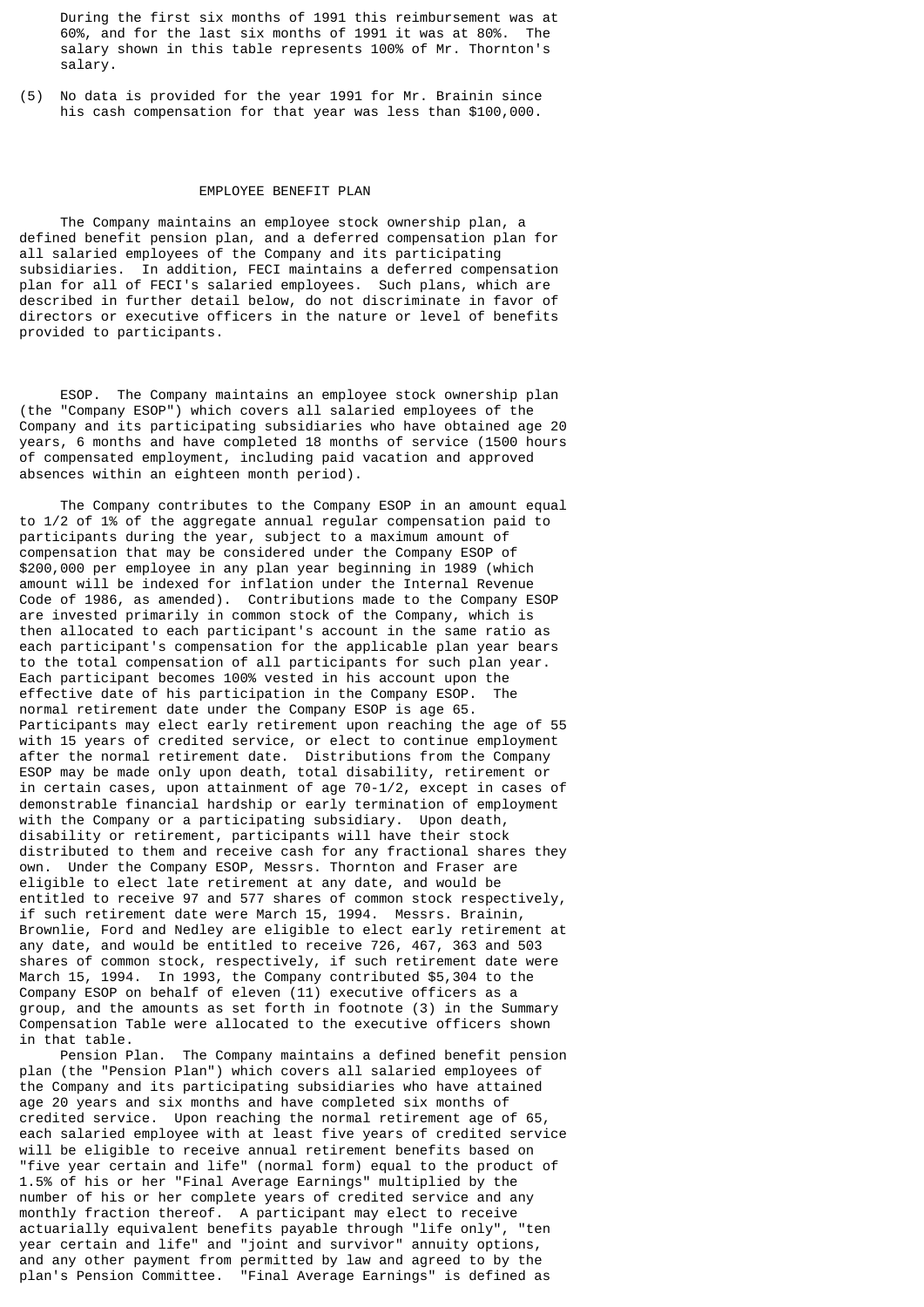During the first six months of 1991 this reimbursement was at 60%, and for the last six months of 1991 it was at 80%. The salary shown in this table represents 100% of Mr. Thornton's salary.

(5) No data is provided for the year 1991 for Mr. Brainin since his cash compensation for that year was less than $100,000.

## EMPLOYEE BENEFIT PLAN

The Company maintains an employee stock ownership plan, a defined benefit pension plan, and a deferred compensation plan for all salaried employees of the Company and its participating subsidiaries. In addition, FECI maintains a deferred compensation plan for all of FECI's salaried employees. Such plans, which are described in further detail below, do not discriminate in favor of directors or executive officers in the nature or level of benefits provided to participants.

ESOP. The Company maintains an employee stock ownership plan (the "Company ESOP") which covers all salaried employees of the Company and its participating subsidiaries who have obtained age 20 years, 6 months and have completed 18 months of service (1500 hours of compensated employment, including paid vacation and approved absences within an eighteen month period).

The Company contributes to the Company ESOP in an amount equal to 1/2 of 1% of the aggregate annual regular compensation paid to participants during the year, subject to a maximum amount of compensation that may be considered under the Company ESOP of $200,000 per employee in any plan year beginning in 1989 (which amount will be indexed for inflation under the Internal Revenue Code of 1986, as amended). Contributions made to the Company ESOP are invested primarily in common stock of the Company, which is then allocated to each participant's account in the same ratio as each participant's compensation for the applicable plan year bears to the total compensation of all participants for such plan year. Each participant becomes 100% vested in his account upon the effective date of his participation in the Company ESOP. The normal retirement date under the Company ESOP is age 65. Participants may elect early retirement upon reaching the age of 55 with 15 years of credited service, or elect to continue employment after the normal retirement date. Distributions from the Company ESOP may be made only upon death, total disability, retirement or in certain cases, upon attainment of age 70-1/2, except in cases of demonstrable financial hardship or early termination of employment with the Company or a participating subsidiary. Upon death, disability or retirement, participants will have their stock distributed to them and receive cash for any fractional shares they own. Under the Company ESOP, Messrs. Thornton and Fraser are eligible to elect late retirement at any date, and would be entitled to receive 97 and 577 shares of common stock respectively, if such retirement date were March 15, 1994. Messrs. Brainin, Brownlie, Ford and Nedley are eligible to elect early retirement at any date, and would be entitled to receive 726, 467, 363 and 503 shares of common stock, respectively, if such retirement date were March 15, 1994. In 1993, the Company contributed $5,304 to the Company ESOP on behalf of eleven (11) executive officers as a group, and the amounts as set forth in footnote (3) in the Summary Compensation Table were allocated to the executive officers shown in that table.

Pension Plan. The Company maintains a defined benefit pension plan (the "Pension Plan") which covers all salaried employees of the Company and its participating subsidiaries who have attained age 20 years and six months and have completed six months of credited service. Upon reaching the normal retirement age of 65, each salaried employee with at least five years of credited service will be eligible to receive annual retirement benefits based on "five year certain and life" (normal form) equal to the product of 1.5% of his or her "Final Average Earnings" multiplied by the number of his or her complete years of credited service and any monthly fraction thereof. A participant may elect to receive actuarially equivalent benefits payable through "life only", "ten year certain and life" and "joint and survivor" annuity options, and any other payment from permitted by law and agreed to by the plan's Pension Committee. "Final Average Earnings" is defined as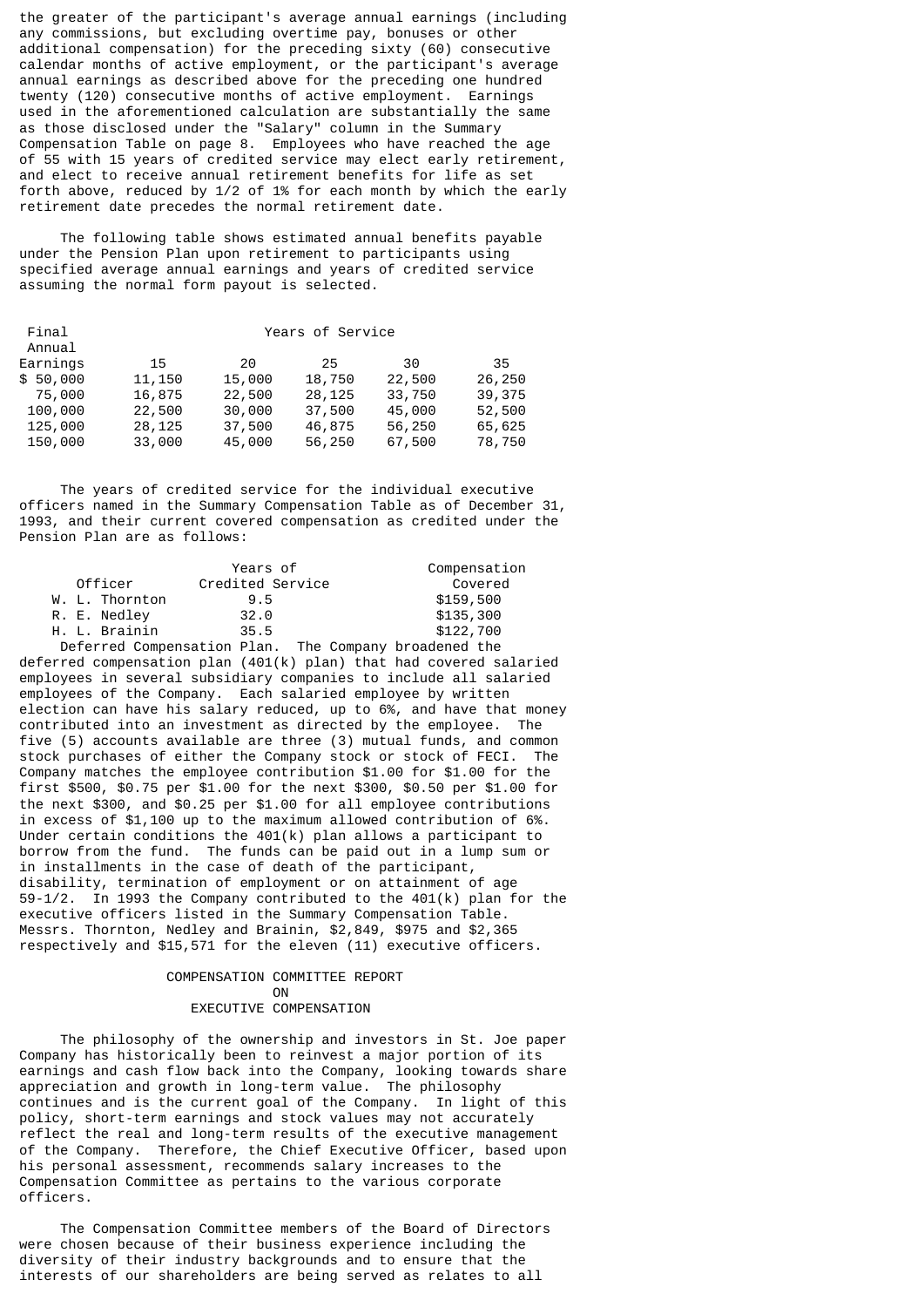the greater of the participant's average annual earnings (including any commissions, but excluding overtime pay, bonuses or other additional compensation) for the preceding sixty (60) consecutive calendar months of active employment, or the participant's average annual earnings as described above for the preceding one hundred twenty (120) consecutive months of active employment. Earnings used in the aforementioned calculation are substantially the same as those disclosed under the "Salary" column in the Summary Compensation Table on page 8. Employees who have reached the age of 55 with 15 years of credited service may elect early retirement, and elect to receive annual retirement benefits for life as set forth above, reduced by 1/2 of 1% for each month by which the early retirement date precedes the normal retirement date.

The following table shows estimated annual benefits payable under the Pension Plan upon retirement to participants using specified average annual earnings and years of credited service assuming the normal form payout is selected.

| Final Annual Earnings | Years of Service | | | | |
|---|---|---|---|---|---|
| | 15 | 20 | 25 | 30 | 35 |
| $ 50,000 | 11,150 | 15,000 | 18,750 | 22,500 | 26,250 |
| 75,000 | 16,875 | 22,500 | 28,125 | 33,750 | 39,375 |
| 100,000 | 22,500 | 30,000 | 37,500 | 45,000 | 52,500 |
| 125,000 | 28,125 | 37,500 | 46,875 | 56,250 | 65,625 |
| 150,000 | 33,000 | 45,000 | 56,250 | 67,500 | 78,750 |

The years of credited service for the individual executive officers named in the Summary Compensation Table as of December 31, 1993, and their current covered compensation as credited under the Pension Plan are as follows:

| Officer | Years of Credited Service | Compensation Covered |
|---|---|---|
| W. L. Thornton | 9.5 | $159,500 |
| R. E. Nedley | 32.0 | $135,300 |
| H. L. Brainin | 35.5 | $122,700 |

Deferred Compensation Plan. The Company broadened the deferred compensation plan (401(k) plan) that had covered salaried employees in several subsidiary companies to include all salaried employees of the Company. Each salaried employee by written election can have his salary reduced, up to 6%, and have that money contributed into an investment as directed by the employee. The five (5) accounts available are three (3) mutual funds, and common stock purchases of either the Company stock or stock of FECI. The Company matches the employee contribution $1.00 for $1.00 for the first $500, $0.75 per $1.00 for the next $300, $0.50 per $1.00 for the next $300, and $0.25 per $1.00 for all employee contributions in excess of $1,100 up to the maximum allowed contribution of 6%. Under certain conditions the 401(k) plan allows a participant to borrow from the fund. The funds can be paid out in a lump sum or in installments in the case of death of the participant, disability, termination of employment or on attainment of age 59-1/2. In 1993 the Company contributed to the 401(k) plan for the executive officers listed in the Summary Compensation Table. Messrs. Thornton, Nedley and Brainin, $2,849, $975 and $2,365 respectively and $15,571 for the eleven (11) executive officers.

## COMPENSATION COMMITTEE REPORT ON EXECUTIVE COMPENSATION

The philosophy of the ownership and investors in St. Joe paper Company has historically been to reinvest a major portion of its earnings and cash flow back into the Company, looking towards share appreciation and growth in long-term value. The philosophy continues and is the current goal of the Company. In light of this policy, short-term earnings and stock values may not accurately reflect the real and long-term results of the executive management of the Company. Therefore, the Chief Executive Officer, based upon his personal assessment, recommends salary increases to the Compensation Committee as pertains to the various corporate officers.

The Compensation Committee members of the Board of Directors were chosen because of their business experience including the diversity of their industry backgrounds and to ensure that the interests of our shareholders are being served as relates to all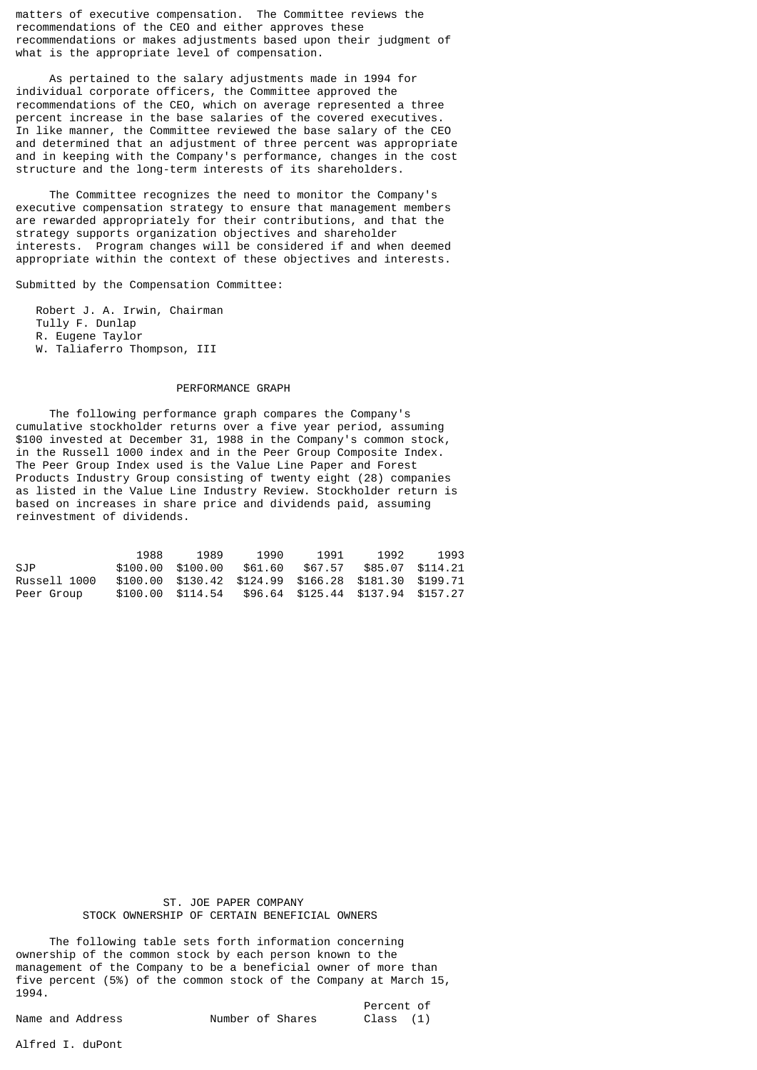matters of executive compensation. The Committee reviews the recommendations of the CEO and either approves these recommendations or makes adjustments based upon their judgment of what is the appropriate level of compensation.

As pertained to the salary adjustments made in 1994 for individual corporate officers, the Committee approved the recommendations of the CEO, which on average represented a three percent increase in the base salaries of the covered executives. In like manner, the Committee reviewed the base salary of the CEO and determined that an adjustment of three percent was appropriate and in keeping with the Company's performance, changes in the cost structure and the long-term interests of its shareholders.

The Committee recognizes the need to monitor the Company's executive compensation strategy to ensure that management members are rewarded appropriately for their contributions, and that the strategy supports organization objectives and shareholder interests. Program changes will be considered if and when deemed appropriate within the context of these objectives and interests.

Submitted by the Compensation Committee:

Robert J. A. Irwin, Chairman
Tully F. Dunlap
R. Eugene Taylor
W. Taliaferro Thompson, III

## PERFORMANCE GRAPH

The following performance graph compares the Company's cumulative stockholder returns over a five year period, assuming $100 invested at December 31, 1988 in the Company's common stock, in the Russell 1000 index and in the Peer Group Composite Index. The Peer Group Index used is the Value Line Paper and Forest Products Industry Group consisting of twenty eight (28) companies as listed in the Value Line Industry Review. Stockholder return is based on increases in share price and dividends paid, assuming reinvestment of dividends.

| | 1988 | 1989 | 1990 | 1991 | 1992 | 1993 |
|---|---|---|---|---|---|---|
| SJP | $100.00 | $100.00 | $61.60 | $67.57 | $85.07 | $114.21 |
| Russell 1000 | $100.00 | $130.42 | $124.99 | $166.28 | $181.30 | $199.71 |
| Peer Group | $100.00 | $114.54 | $96.64 | $125.44 | $137.94 | $157.27 |

## ST. JOE PAPER COMPANY
## STOCK OWNERSHIP OF CERTAIN BENEFICIAL OWNERS

The following table sets forth information concerning ownership of the common stock by each person known to the management of the Company to be a beneficial owner of more than five percent (5%) of the common stock of the Company at March 15, 1994.

| Name and Address | Number of Shares | Percent of Class (1) |
|---|---|---|
| Alfred I. duPont | | |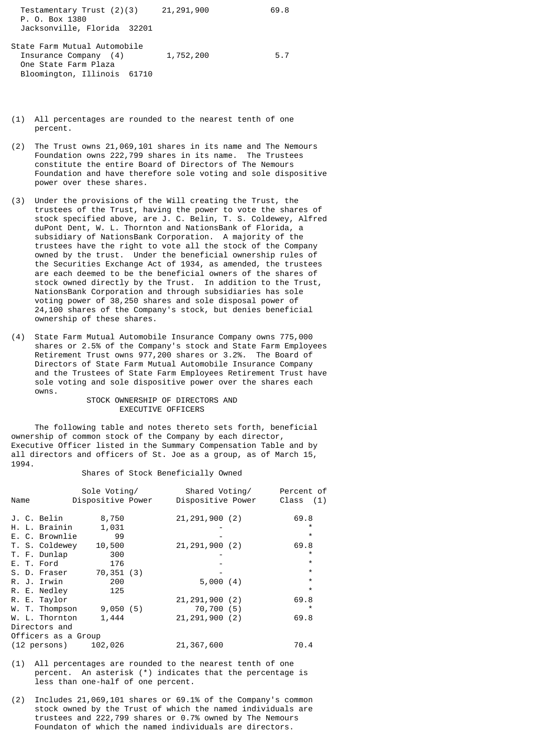| | | |
|---|---|---|
| Testamentary Trust (2)(3)<br>P. O. Box 1380<br>Jacksonville, Florida 32201 | 21,291,900 | 69.8 |
| State Farm Mutual Automobile Insurance Company (4)<br>One State Farm Plaza<br>Bloomington, Illinois 61710 | 1,752,200 | 5.7 |

(1) All percentages are rounded to the nearest tenth of one percent.

(2) The Trust owns 21,069,101 shares in its name and The Nemours Foundation owns 222,799 shares in its name. The Trustees constitute the entire Board of Directors of The Nemours Foundation and have therefore sole voting and sole dispositive power over these shares.

(3) Under the provisions of the Will creating the Trust, the trustees of the Trust, having the power to vote the shares of stock specified above, are J. C. Belin, T. S. Coldewey, Alfred duPont Dent, W. L. Thornton and NationsBank of Florida, a subsidiary of NationsBank Corporation. A majority of the trustees have the right to vote all the stock of the Company owned by the trust. Under the beneficial ownership rules of the Securities Exchange Act of 1934, as amended, the trustees are each deemed to be the beneficial owners of the shares of stock owned directly by the Trust. In addition to the Trust, NationsBank Corporation and through subsidiaries has sole voting power of 38,250 shares and sole disposal power of 24,100 shares of the Company's stock, but denies beneficial ownership of these shares.

(4) State Farm Mutual Automobile Insurance Company owns 775,000 shares or 2.5% of the Company's stock and State Farm Employees Retirement Trust owns 977,200 shares or 3.2%. The Board of Directors of State Farm Mutual Automobile Insurance Company and the Trustees of State Farm Employees Retirement Trust have sole voting and sole dispositive power over the shares each owns.

## STOCK OWNERSHIP OF DIRECTORS AND EXECUTIVE OFFICERS

The following table and notes thereto sets forth, beneficial ownership of common stock of the Company by each director, Executive Officer listed in the Summary Compensation Table and by all directors and officers of St. Joe as a group, as of March 15, 1994.

Shares of Stock Beneficially Owned

| Name | Sole Voting/ Dispositive Power | Shared Voting/ Dispositive Power | Percent of Class (1) |
|---|---|---|---|
| J. C. Belin | 8,750 | 21,291,900 (2) | 69.8 |
| H. L. Brainin | 1,031 | - | * |
| E. C. Brownlie | 99 | - | * |
| T. S. Coldewey | 10,500 | 21,291,900 (2) | 69.8 |
| T. F. Dunlap | 300 | - | * |
| E. T. Ford | 176 | - | * |
| S. D. Fraser | 70,351 (3) | - | * |
| R. J. Irwin | 200 | 5,000 (4) | * |
| R. E. Nedley | 125 | | * |
| R. E. Taylor | | 21,291,900 (2) | 69.8 |
| W. T. Thompson | 9,050 (5) | 70,700 (5) | * |
| W. L. Thornton | 1,444 | 21,291,900 (2) | 69.8 |
| Directors and Officers as a Group (12 persons) | 102,026 | 21,367,600 | 70.4 |

(1) All percentages are rounded to the nearest tenth of one percent. An asterisk (*) indicates that the percentage is less than one-half of one percent.

(2) Includes 21,069,101 shares or 69.1% of the Company's common stock owned by the Trust of which the named individuals are trustees and 222,799 shares or 0.7% owned by The Nemours Foundaton of which the named individuals are directors.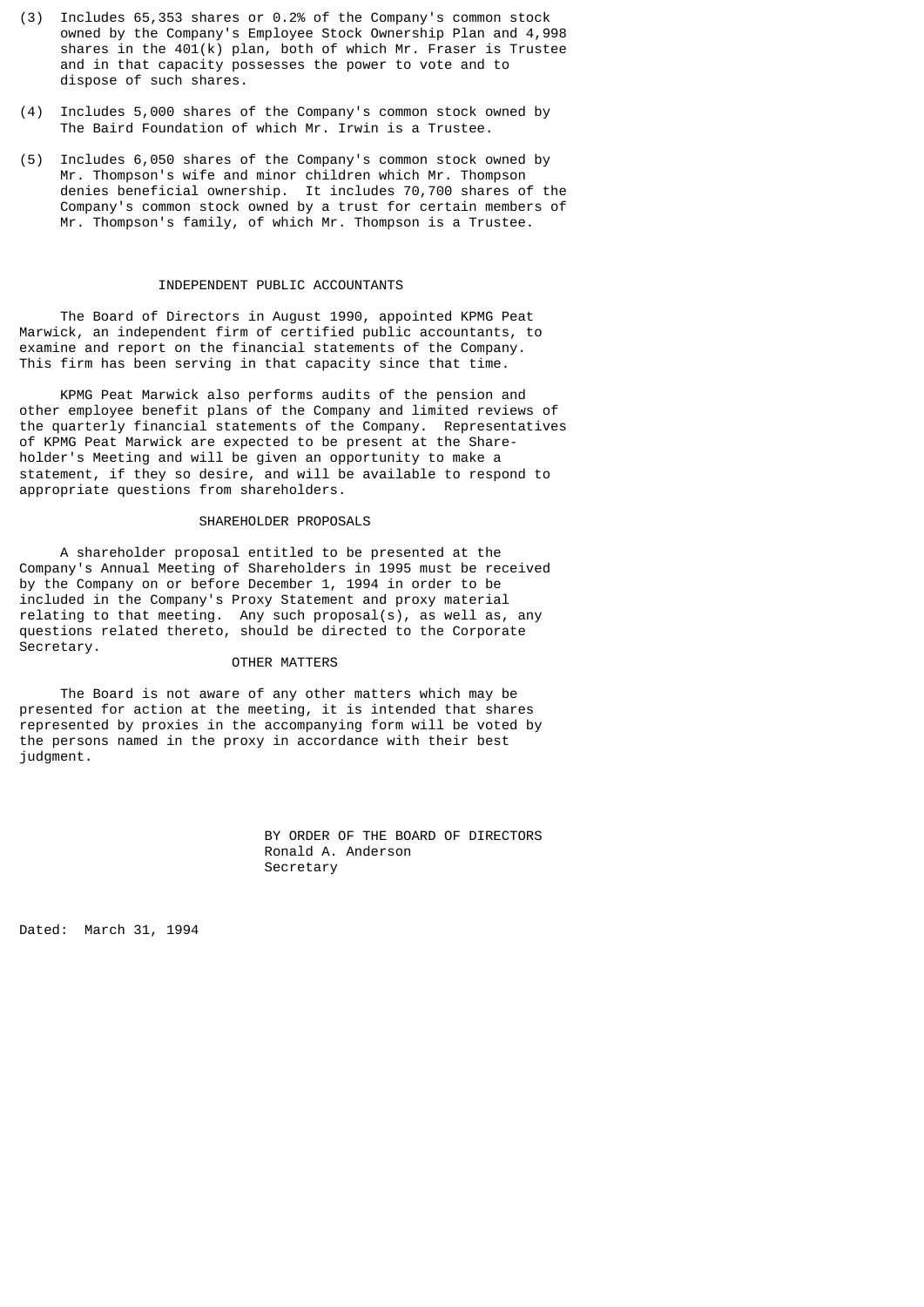(3) Includes 65,353 shares or 0.2% of the Company's common stock owned by the Company's Employee Stock Ownership Plan and 4,998 shares in the 401(k) plan, both of which Mr. Fraser is Trustee and in that capacity possesses the power to vote and to dispose of such shares.

(4) Includes 5,000 shares of the Company's common stock owned by The Baird Foundation of which Mr. Irwin is a Trustee.

(5) Includes 6,050 shares of the Company's common stock owned by Mr. Thompson's wife and minor children which Mr. Thompson denies beneficial ownership. It includes 70,700 shares of the Company's common stock owned by a trust for certain members of Mr. Thompson's family, of which Mr. Thompson is a Trustee.

## INDEPENDENT PUBLIC ACCOUNTANTS

The Board of Directors in August 1990, appointed KPMG Peat Marwick, an independent firm of certified public accountants, to examine and report on the financial statements of the Company. This firm has been serving in that capacity since that time.

KPMG Peat Marwick also performs audits of the pension and other employee benefit plans of the Company and limited reviews of the quarterly financial statements of the Company. Representatives of KPMG Peat Marwick are expected to be present at the Shareholder's Meeting and will be given an opportunity to make a statement, if they so desire, and will be available to respond to appropriate questions from shareholders.

## SHAREHOLDER PROPOSALS

A shareholder proposal entitled to be presented at the Company's Annual Meeting of Shareholders in 1995 must be received by the Company on or before December 1, 1994 in order to be included in the Company's Proxy Statement and proxy material relating to that meeting. Any such proposal(s), as well as, any questions related thereto, should be directed to the Corporate Secretary.

## OTHER MATTERS

The Board is not aware of any other matters which may be presented for action at the meeting, it is intended that shares represented by proxies in the accompanying form will be voted by the persons named in the proxy in accordance with their best judgment.

BY ORDER OF THE BOARD OF DIRECTORS
Ronald A. Anderson
Secretary

Dated: March 31, 1994